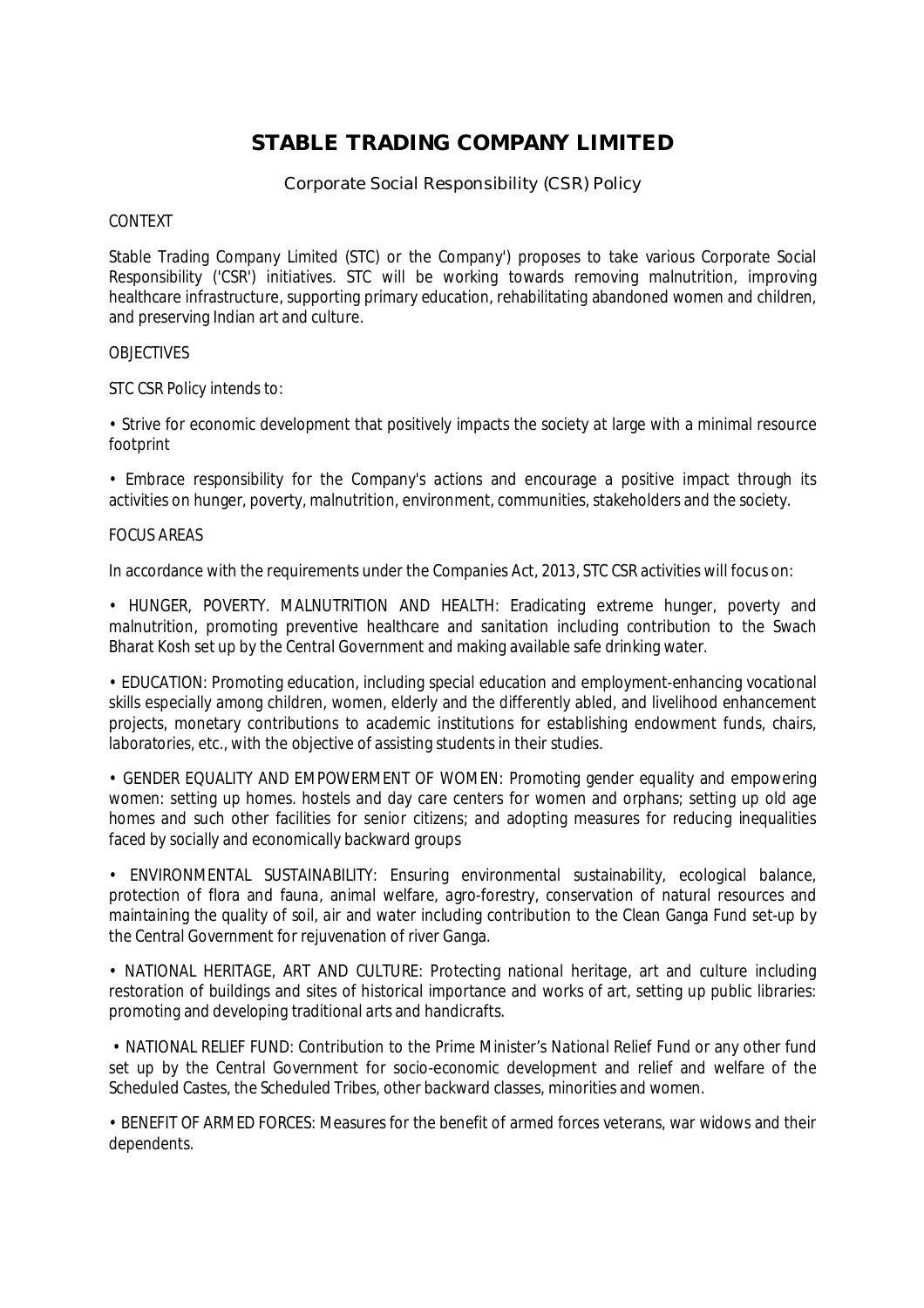# STABLE TRADING COMPANY LIMITED

## Corporate Social Responsibility (CSR) Policy

CONTEXT

Stable Trading Company Limited (STC) or the Company') proposes to take various Corporate Social Responsibility ('CSR') initiatives. STC will be working towards removing malnutrition, improving healthcare infrastructure, supporting primary education, rehabilitating abandoned women and children, and preserving Indian art and culture.

OBJECTIVES

STC CSR Policy intends to:

• Strive for economic development that positively impacts the society at large with a minimal resource footprint

• Embrace responsibility for the Company's actions and encourage a positive impact through its activities on hunger, poverty, malnutrition, environment, communities, stakeholders and the society.

FOCUS AREAS

In accordance with the requirements under the Companies Act, 2013, STC CSR activities will focus on:

• HUNGER, POVERTY. MALNUTRITION AND HEALTH: Eradicating extreme hunger, poverty and malnutrition, promoting preventive healthcare and sanitation including contribution to the Swach Bharat Kosh set up by the Central Government and making available safe drinking water.

• EDUCATION: Promoting education, including special education and employment-enhancing vocational skills especially among children, women, elderly and the differently abled, and livelihood enhancement projects, monetary contributions to academic institutions for establishing endowment funds, chairs, laboratories, etc., with the objective of assisting students in their studies.

• GENDER EQUALITY AND EMPOWERMENT OF WOMEN: Promoting gender equality and empowering women: setting up homes. hostels and day care centers for women and orphans; setting up old age homes and such other facilities for senior citizens; and adopting measures for reducing inequalities faced by socially and economically backward groups

• ENVIRONMENTAL SUSTAINABILITY: Ensuring environmental sustainability, ecological balance, protection of flora and fauna, animal welfare, agro-forestry, conservation of natural resources and maintaining the quality of soil, air and water including contribution to the Clean Ganga Fund set-up by the Central Government for rejuvenation of river Ganga.

• NATIONAL HERITAGE, ART AND CULTURE: Protecting national heritage, art and culture including restoration of buildings and sites of historical importance and works of art, setting up public libraries: promoting and developing traditional arts and handicrafts.

• NATIONAL RELIEF FUND: Contribution to the Prime Minister's National Relief Fund or any other fund set up by the Central Government for socio-economic development and relief and welfare of the Scheduled Castes, the Scheduled Tribes, other backward classes, minorities and women.

• BENEFIT OF ARMED FORCES: Measures for the benefit of armed forces veterans, war widows and their dependents.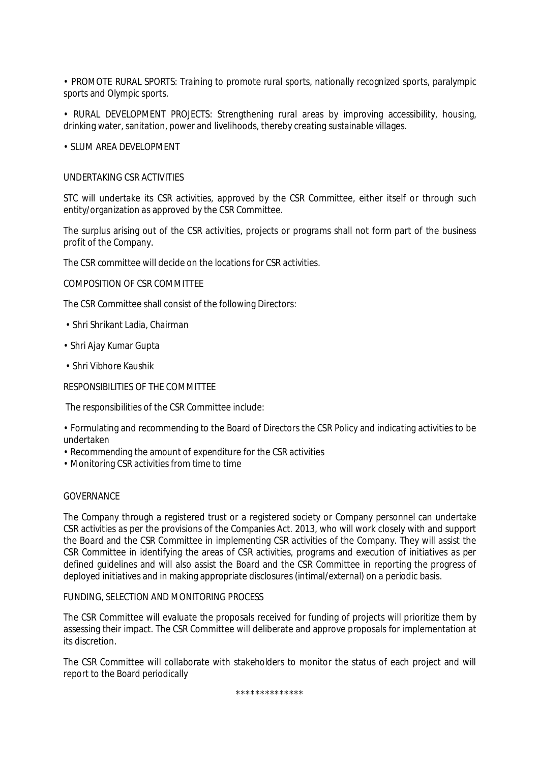• PROMOTE RURAL SPORTS: Training to promote rural sports, nationally recognized sports, paralympic sports and Olympic sports.

• RURAL DEVELOPMENT PROJECTS: Strengthening rural areas by improving accessibility, housing, drinking water, sanitation, power and livelihoods, thereby creating sustainable villages.

• SLUM AREA DEVELOPMENT

## UNDERTAKING CSR ACTIVITIES

STC will undertake its CSR activities, approved by the CSR Committee, either itself or through such entity/organization as approved by the CSR Committee.

The surplus arising out of the CSR activities, projects or programs shall not form part of the business profit of the Company.

The CSR committee will decide on the locations for CSR activities.

## COMPOSITION OF CSR COMMITTEE

The CSR Committee shall consist of the following Directors:

• Shri Shrikant Ladia, Chairman

• Shri Ajay Kumar Gupta

• Shri Vibhore Kaushik

## RESPONSIBILITIES OF THE COMMITTEE

The responsibilities of the CSR Committee include:

• Formulating and recommending to the Board of Directors the CSR Policy and indicating activities to be undertaken
• Recommending the amount of expenditure for the CSR activities
• Monitoring CSR activities from time to time

## GOVERNANCE

The Company through a registered trust or a registered society or Company personnel can undertake CSR activities as per the provisions of the Companies Act. 2013, who will work closely with and support the Board and the CSR Committee in implementing CSR activities of the Company. They will assist the CSR Committee in identifying the areas of CSR activities, programs and execution of initiatives as per defined guidelines and will also assist the Board and the CSR Committee in reporting the progress of deployed initiatives and in making appropriate disclosures (intimal/external) on a periodic basis.

## FUNDING, SELECTION AND MONITORING PROCESS

The CSR Committee will evaluate the proposals received for funding of projects will prioritize them by assessing their impact. The CSR Committee will deliberate and approve proposals for implementation at its discretion.

The CSR Committee will collaborate with stakeholders to monitor the status of each project and will report to the Board periodically

**************